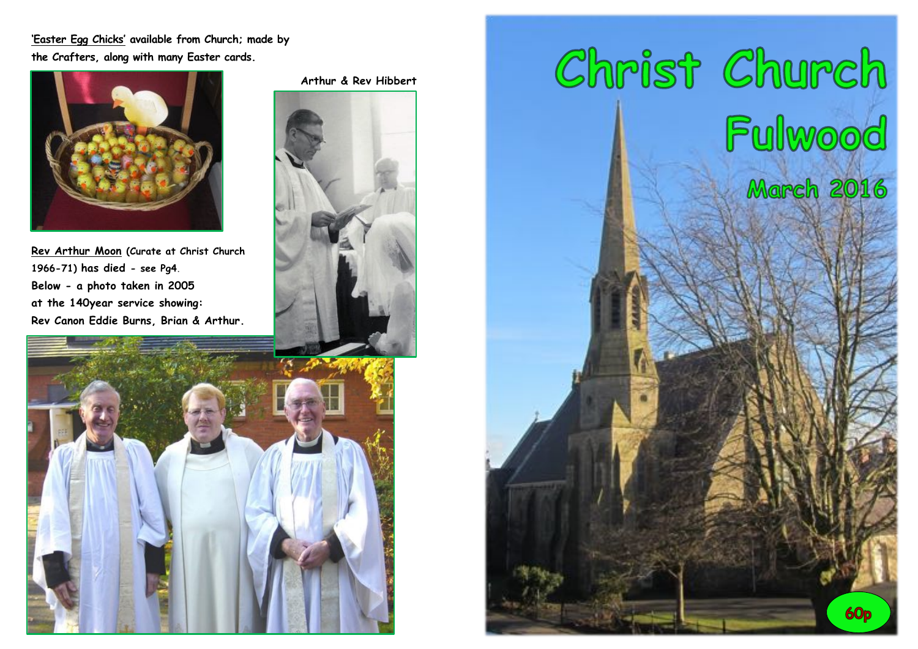'Easter Egg Chicks' available from Church; made by the Crafters, along with many Easter cards.

Arthur & Rev Hibbert

Rev Arthur Moon (Curate at Christ Church 1966-71) has died - see Pg4.
Below - a photo taken in 2005 at the 140year service showing:
Rev Canon Eddie Burns, Brian & Arthur.

# Christ Church Fulwood

## March 2016

60p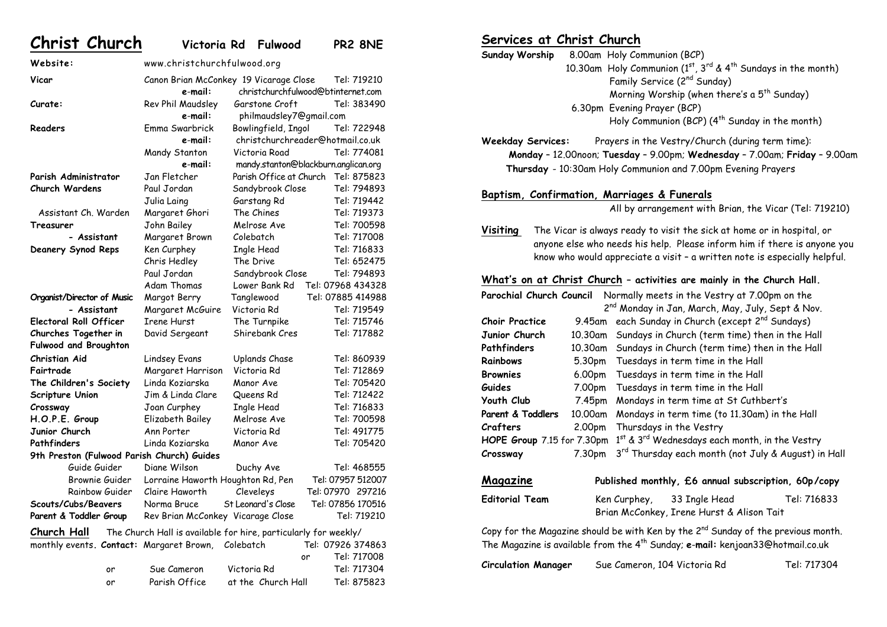# Christ Church Victoria Rd Fulwood PR2 8NE

| | | | |
|---|---|---|---|
| **Website:** | www.christchurchfulwood.org | | |
| **Vicar** | Canon Brian McConkey | 19 Vicarage Close | Tel: 719210 |
| | **e-mail:** | christchurchfulwood@btinternet.com | |
| **Curate:** | Rev Phil Maudsley | Garstone Croft | Tel: 383490 |
| | **e-mail:** | philmaudsley7@gmail.com | |
| **Readers** | Emma Swarbrick | Bowlingfield, Ingol | Tel: 722948 |
| | **e-mail:** | christchurchreader@hotmail.co.uk | |
| | Mandy Stanton | Victoria Road | Tel: 774081 |
| | **e-mail:** | mandy.stanton@blackburn.anglican.org | |
| **Parish Administrator** | Jan Fletcher | Parish Office at Church | Tel: 875823 |
| **Church Wardens** | Paul Jordan | Sandybrook Close | Tel: 794893 |
| | Julia Laing | Garstang Rd | Tel: 719442 |
| Assistant Ch. Warden | Margaret Ghori | The Chines | Tel: 719373 |
| **Treasurer** | John Bailey | Melrose Ave | Tel: 700598 |
| **- Assistant** | Margaret Brown | Colebatch | Tel: 717008 |
| **Deanery Synod Reps** | Ken Curphey | Ingle Head | Tel: 716833 |
| | Chris Hedley | The Drive | Tel: 652475 |
| | Paul Jordan | Sandybrook Close | Tel: 794893 |
| | Adam Thomas | Lower Bank Rd | Tel: 07968 434328 |
| **Organist/Director of Music** | Margot Berry | Tanglewood | Tel: 07885 414988 |
| **- Assistant** | Margaret McGuire | Victoria Rd | Tel: 719549 |
| **Electoral Roll Officer** | Irene Hurst | The Turnpike | Tel: 715746 |
| **Churches Together in Fulwood and Broughton** | David Sergeant | Shirebank Cres | Tel: 717882 |
| **Christian Aid** | Lindsey Evans | Uplands Chase | Tel: 860939 |
| **Fairtrade** | Margaret Harrison | Victoria Rd | Tel: 712869 |
| **The Children's Society** | Linda Koziarska | Manor Ave | Tel: 705420 |
| **Scripture Union** | Jim & Linda Clare | Queens Rd | Tel: 712422 |
| **Crossway** | Joan Curphey | Ingle Head | Tel: 716833 |
| **H.O.P.E. Group** | Elizabeth Bailey | Melrose Ave | Tel: 700598 |
| **Junior Church** | Ann Porter | Victoria Rd | Tel: 491775 |
| **Pathfinders** | Linda Koziarska | Manor Ave | Tel: 705420 |
| **9th Preston (Fulwood Parish Church) Guides** | | | |
| Guide Guider | Diane Wilson | Duchy Ave | Tel: 468555 |
| Brownie Guider | Lorraine Haworth | Houghton Rd, Pen | Tel: 07957 512007 |
| Rainbow Guider | Claire Haworth | Cleveleys | Tel: 07970 297216 |
| **Scouts/Cubs/Beavers** | Norma Bruce | St Leonard's Close | Tel: 07856 170516 |
| **Parent & Toddler Group** | Rev Brian McConkey | Vicarage Close | Tel: 719210 |

**Church Hall** The Church Hall is available for hire, particularly for weekly/monthly events. **Contact:** Margaret Brown, Colebatch Tel: 07926 374863 or Tel: 717008

or Sue Cameron, Victoria Rd, Tel: 717304

or Parish Office at the Church Hall, Tel: 875823

## Services at Christ Church

**Sunday Worship**
- 8.00am Holy Communion (BCP)
- 10.30am Holy Communion (1st, 3rd & 4th Sundays in the month)
  - Family Service (2nd Sunday)
  - Morning Worship (when there's a 5th Sunday)
- 6.30pm Evening Prayer (BCP)
  - Holy Communion (BCP) (4th Sunday in the month)

**Weekday Services:** Prayers in the Vestry/Church (during term time):
**Monday** – 12.00noon; **Tuesday** – 9.00pm; **Wednesday** – 7.00am; **Friday** – 9.00am
**Thursday** - 10:30am Holy Communion and 7.00pm Evening Prayers

### Baptism, Confirmation, Marriages & Funerals

All by arrangement with Brian, the Vicar (Tel: 719210)

**Visiting** The Vicar is always ready to visit the sick at home or in hospital, or anyone else who needs his help. Please inform him if there is anyone you know who would appreciate a visit – a written note is especially helpful.

### What's on at Christ Church – activities are mainly in the Church Hall.

| | | |
|---|---|---|
| **Parochial Church Council** | | Normally meets in the Vestry at 7.00pm on the 2nd Monday in Jan, March, May, July, Sept & Nov. |
| **Choir Practice** | 9.45am | each Sunday in Church (except 2nd Sundays) |
| **Junior Church** | 10.30am | Sundays in Church (term time) then in the Hall |
| **Pathfinders** | 10.30am | Sundays in Church (term time) then in the Hall |
| **Rainbows** | 5.30pm | Tuesdays in term time in the Hall |
| **Brownies** | 6.00pm | Tuesdays in term time in the Hall |
| **Guides** | 7.00pm | Tuesdays in term time in the Hall |
| **Youth Club** | 7.45pm | Mondays in term time at St Cuthbert's |
| **Parent & Toddlers** | 10.00am | Mondays in term time (to 11.30am) in the Hall |
| **Crafters** | 2.00pm | Thursdays in the Vestry |
| **HOPE Group** | 7.15 for 7.30pm | 1st & 3rd Wednesdays each month, in the Vestry |
| **Crossway** | 7.30pm | 3rd Thursday each month (not July & August) in Hall |

### Magazine

**Published monthly, £6 annual subscription, 60p/copy**

**Editorial Team** Ken Curphey, 33 Ingle Head, Tel: 716833
Brian McConkey, Irene Hurst & Alison Tait

Copy for the Magazine should be with Ken by the 2nd Sunday of the previous month. The Magazine is available from the 4th Sunday; **e-mail:** kenjoan33@hotmail.co.uk

**Circulation Manager** Sue Cameron, 104 Victoria Rd, Tel: 717304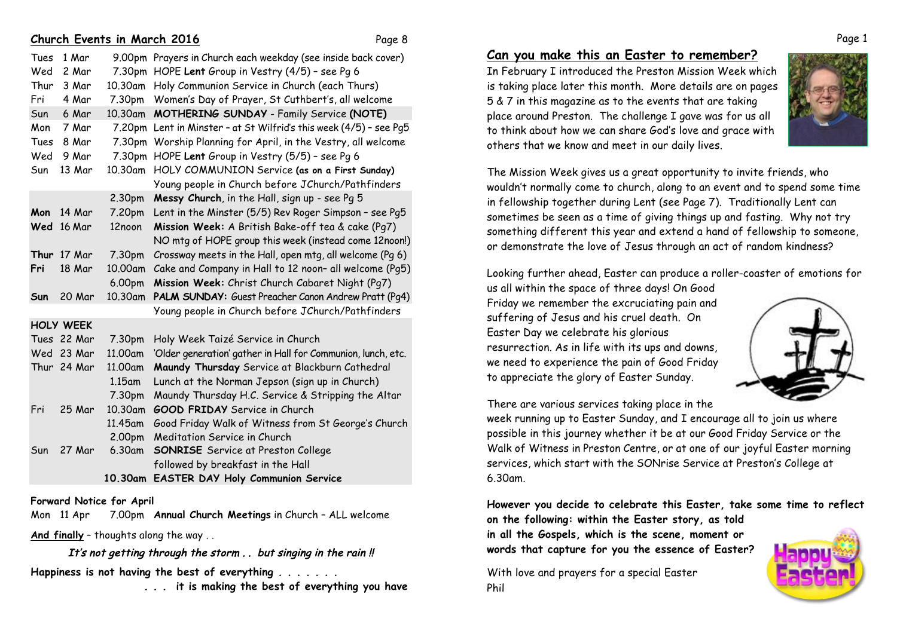## Church Events in March 2016

| Day | Date | Time | Event |
|---|---|---|---|
| Tues | 1 Mar | 9.00pm | Prayers in Church each weekday (see inside back cover) |
| Wed | 2 Mar | 7.30pm | HOPE **Lent** Group in Vestry (4/5) – see Pg 6 |
| Thur | 3 Mar | 10.30am | Holy Communion Service in Church (each Thurs) |
| Fri | 4 Mar | 7.30pm | Women's Day of Prayer, St Cuthbert's, all welcome |
| Sun | 6 Mar | 10.30am | **MOTHERING SUNDAY** - Family Service **(NOTE)** |
| Mon | 7 Mar | 7.20pm | Lent in Minster – at St Wilfrid's this week (4/5) – see Pg5 |
| Tues | 8 Mar | 7.30pm | Worship Planning for April, in the Vestry, all welcome |
| Wed | 9 Mar | 7.30pm | HOPE **Lent** Group in Vestry (5/5) – see Pg 6 |
| Sun | 13 Mar | 10.30am | HOLY COMMUNION Service **(as on a First Sunday)** Young people in Church before JChurch/Pathfinders |
| | | 2.30pm | **Messy Church**, in the Hall, sign up - see Pg 5 |
| **Mon** | 14 Mar | 7.20pm | Lent in the Minster (5/5) Rev Roger Simpson – see Pg5 |
| **Wed** | 16 Mar | 12noon | **Mission Week:** A British Bake-off tea & cake (Pg7) NO mtg of HOPE group this week (instead come 12noon!) |
| **Thur** | 17 Mar | 7.30pm | Crossway meets in the Hall, open mtg, all welcome (Pg 6) |
| **Fri** | 18 Mar | 10.00am | Cake and Company in Hall to 12 noon– all welcome (Pg5) |
| | | 6.00pm | **Mission Week:** Christ Church Cabaret Night (Pg7) |
| **Sun** | 20 Mar | 10.30am | **PALM SUNDAY:** Guest Preacher Canon Andrew Pratt (Pg4) Young people in Church before JChurch/Pathfinders |
| **HOLY WEEK** | | | |
| Tues | 22 Mar | 7.30pm | Holy Week Taizé Service in Church |
| Wed | 23 Mar | 11.00am | 'Older generation' gather in Hall for Communion, lunch, etc. |
| Thur | 24 Mar | 11.00am | **Maundy Thursday** Service at Blackburn Cathedral |
| | | 1.15am | Lunch at the Norman Jepson (sign up in Church) |
| | | 7.30pm | Maundy Thursday H.C. Service & Stripping the Altar |
| Fri | 25 Mar | 10.30am | **GOOD FRIDAY** Service in Church |
| | | 11.45am | Good Friday Walk of Witness from St George's Church |
| | | 2.00pm | Meditation Service in Church |
| Sun | 27 Mar | 6.30am | **SONRISE** Service at Preston College followed by breakfast in the Hall |
| | | **10.30am** | **EASTER DAY Holy Communion Service** |

**Forward Notice for April**

Mon 11 Apr 7.00pm **Annual Church Meetings** in Church – ALL welcome

**And finally** – thoughts along the way . .

*It's not getting through the storm . . but singing in the rain !!*

**Happiness is not having the best of everything . . . . . . .**

**. . . it is making the best of everything you have**

## Can you make this an Easter to remember?

In February I introduced the Preston Mission Week which is taking place later this month. More details are on pages 5 & 7 in this magazine as to the events that are taking place around Preston. The challenge I gave was for us all to think about how we can share God's love and grace with others that we know and meet in our daily lives.

The Mission Week gives us a great opportunity to invite friends, who wouldn't normally come to church, along to an event and to spend some time in fellowship together during Lent (see Page 7). Traditionally Lent can sometimes be seen as a time of giving things up and fasting. Why not try something different this year and extend a hand of fellowship to someone, or demonstrate the love of Jesus through an act of random kindness?

Looking further ahead, Easter can produce a roller-coaster of emotions for us all within the space of three days! On Good Friday we remember the excruciating pain and suffering of Jesus and his cruel death. On Easter Day we celebrate his glorious resurrection. As in life with its ups and downs, we need to experience the pain of Good Friday to appreciate the glory of Easter Sunday.

There are various services taking place in the week running up to Easter Sunday, and I encourage all to join us where possible in this journey whether it be at our Good Friday Service or the Walk of Witness in Preston Centre, or at one of our joyful Easter morning services, which start with the SONrise Service at Preston's College at 6.30am.

**However you decide to celebrate this Easter, take some time to reflect on the following: within the Easter story, as told in all the Gospels, which is the scene, moment or words that capture for you the essence of Easter?**

With love and prayers for a special Easter
Phil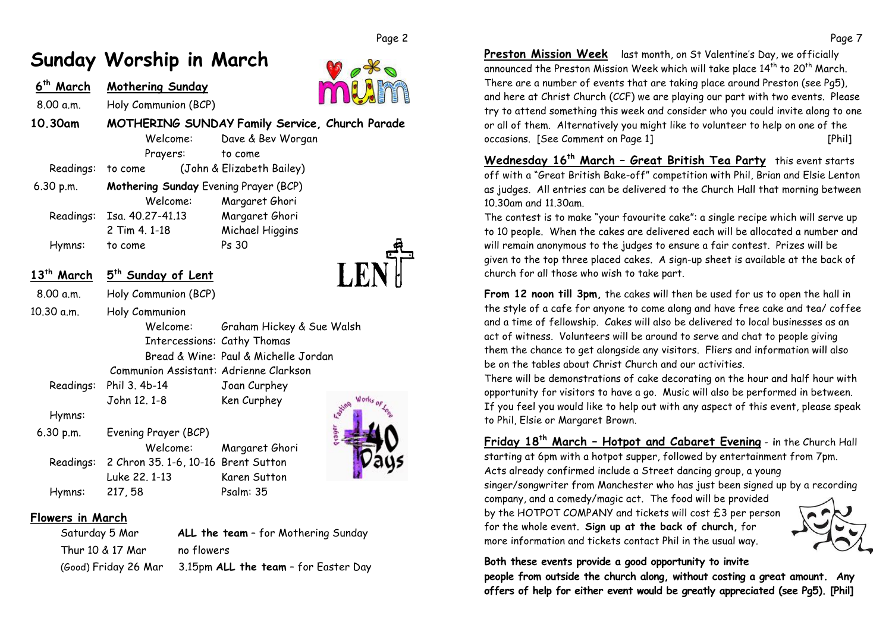# Sunday Worship in March

## 6th March — Mothering Sunday

8.00 a.m. Holy Communion (BCP)

**10.30am MOTHERING SUNDAY Family Service, Church Parade**

| | | |
|---|---|---|
| | Welcome: | Dave & Bev Worgan |
| | Prayers: | to come |
| Readings: | to come | (John & Elizabeth Bailey) |

6.30 p.m. **Mothering Sunday** Evening Prayer (BCP)

| | | |
|---|---|---|
| | Welcome: | Margaret Ghori |
| Readings: | Isa. 40.27-41.13 | Margaret Ghori |
| | 2 Tim 4. 1-18 | Michael Higgins |
| Hymns: | to come | Ps 30 |

## 13th March — 5th Sunday of Lent

8.00 a.m. Holy Communion (BCP)

10.30 a.m. Holy Communion

| | | |
|---|---|---|
| | Welcome: | Graham Hickey & Sue Walsh |
| | Intercessions: | Cathy Thomas |
| | Bread & Wine: | Paul & Michelle Jordan |
| | Communion Assistant: | Adrienne Clarkson |
| Readings: | Phil 3. 4b-14 | Joan Curphey |
| | John 12. 1-8 | Ken Curphey |
| Hymns: | | |

6.30 p.m. Evening Prayer (BCP)

| | | |
|---|---|---|
| | Welcome: | Margaret Ghori |
| Readings: | 2 Chron 35. 1-6, 10-16 | Brent Sutton |
| | Luke 22. 1-13 | Karen Sutton |
| Hymns: | 217, 58 | Psalm: 35 |

## Flowers in March

| | |
|---|---|
| Saturday 5 Mar | **ALL the team** – for Mothering Sunday |
| Thur 10 & 17 Mar | no flowers |
| (Good) Friday 26 Mar | 3.15pm **ALL the team** – for Easter Day |

**Preston Mission Week** last month, on St Valentine's Day, we officially announced the Preston Mission Week which will take place 14th to 20th March. There are a number of events that are taking place around Preston (see Pg5), and here at Christ Church (CCF) we are playing our part with two events. Please try to attend something this week and consider who you could invite along to one or all of them. Alternatively you might like to volunteer to help on one of the occasions. [See Comment on Page 1] [Phil]

**Wednesday 16th March – Great British Tea Party** this event starts off with a "Great British Bake-off" competition with Phil, Brian and Elsie Lenton as judges. All entries can be delivered to the Church Hall that morning between 10.30am and 11.30am.

The contest is to make "your favourite cake": a single recipe which will serve up to 10 people. When the cakes are delivered each will be allocated a number and will remain anonymous to the judges to ensure a fair contest. Prizes will be given to the top three placed cakes. A sign-up sheet is available at the back of church for all those who wish to take part.

**From 12 noon till 3pm,** the cakes will then be used for us to open the hall in the style of a cafe for anyone to come along and have free cake and tea/ coffee and a time of fellowship. Cakes will also be delivered to local businesses as an act of witness. Volunteers will be around to serve and chat to people giving them the chance to get alongside any visitors. Fliers and information will also be on the tables about Christ Church and our activities.

There will be demonstrations of cake decorating on the hour and half hour with opportunity for visitors to have a go. Music will also be performed in between. If you feel you would like to help out with any aspect of this event, please speak to Phil, Elsie or Margaret Brown.

**Friday 18th March – Hotpot and Cabaret Evening** - in the Church Hall starting at 6pm with a hotpot supper, followed by entertainment from 7pm. Acts already confirmed include a Street dancing group, a young singer/songwriter from Manchester who has just been signed up by a recording company, and a comedy/magic act. The food will be provided by the HOTPOT COMPANY and tickets will cost £3 per person for the whole event. **Sign up at the back of church,** for more information and tickets contact Phil in the usual way.

**Both these events provide a good opportunity to invite people from outside the church along, without costing a great amount. Any offers of help for either event would be greatly appreciated (see Pg5). [Phil]**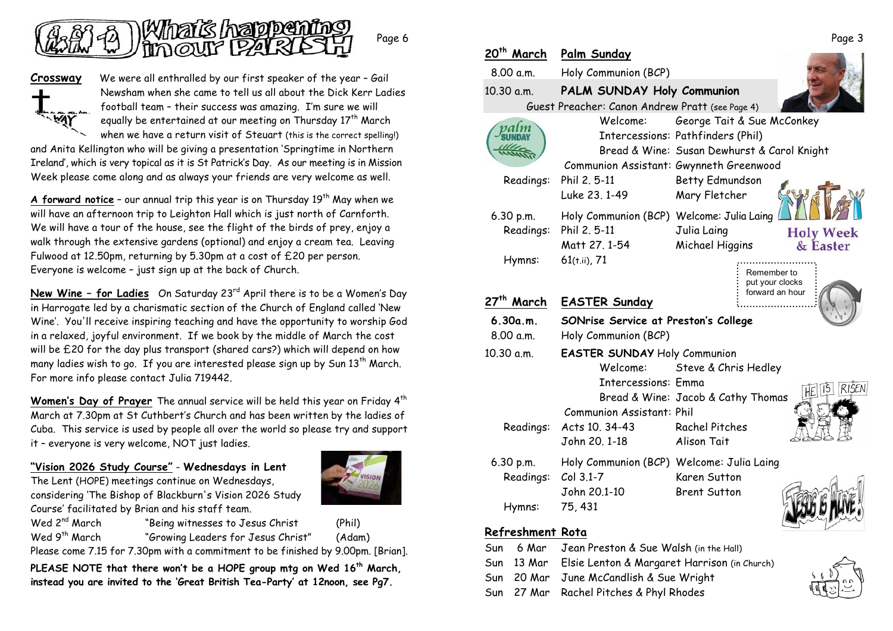# What's happening in our PARISH

**Crossway** We were all enthralled by our first speaker of the year – Gail Newsham when she came to tell us all about the Dick Kerr Ladies football team – their success was amazing. I'm sure we will equally be entertained at our meeting on Thursday 17th March when we have a return visit of Steuart (this is the correct spelling!) and Anita Kellington who will be giving a presentation 'Springtime in Northern Ireland', which is very topical as it is St Patrick's Day. As our meeting is in Mission Week please come along and as always your friends are very welcome as well.

**A forward notice** – our annual trip this year is on Thursday 19th May when we will have an afternoon trip to Leighton Hall which is just north of Carnforth. We will have a tour of the house, see the flight of the birds of prey, enjoy a walk through the extensive gardens (optional) and enjoy a cream tea. Leaving Fulwood at 12.50pm, returning by 5.30pm at a cost of £20 per person. Everyone is welcome – just sign up at the back of Church.

**New Wine – for Ladies** On Saturday 23rd April there is to be a Women's Day in Harrogate led by a charismatic section of the Church of England called 'New Wine'. You'll receive inspiring teaching and have the opportunity to worship God in a relaxed, joyful environment. If we book by the middle of March the cost will be £20 for the day plus transport (shared cars?) which will depend on how many ladies wish to go. If you are interested please sign up by Sun 13th March. For more info please contact Julia 719442.

**Women's Day of Prayer** The annual service will be held this year on Friday 4th March at 7.30pm at St Cuthbert's Church and has been written by the ladies of Cuba. This service is used by people all over the world so please try and support it – everyone is very welcome, NOT just ladies.

**"Vision 2026 Study Course" - Wednesdays in Lent**

The Lent (HOPE) meetings continue on Wednesdays, considering 'The Bishop of Blackburn's Vision 2026 Study Course' facilitated by Brian and his staff team.

| | | |
|---|---|---|
| Wed 2nd March | "Being witnesses to Jesus Christ | (Phil) |
| Wed 9th March | "Growing Leaders for Jesus Christ" | (Adam) |

Please come 7.15 for 7.30pm with a commitment to be finished by 9.00pm. [Brian].

**PLEASE NOTE that there won't be a HOPE group mtg on Wed 16th March, instead you are invited to the 'Great British Tea-Party' at 12noon, see Pg7.**

## 20th March Palm Sunday

8.00 a.m. Holy Communion (BCP)

10.30 a.m. **PALM SUNDAY Holy Communion**

Guest Preacher: Canon Andrew Pratt (see Page 4)

| | | |
|---|---|---|
| | Welcome: | George Tait & Sue McConkey |
| | Intercessions: | Pathfinders (Phil) |
| | Bread & Wine: | Susan Dewhurst & Carol Knight |
| | Communion Assistant: | Gwynneth Greenwood |
| Readings: | Phil 2. 5-11 | Betty Edmundson |
| | Luke 23. 1-49 | Mary Fletcher |
| 6.30 p.m. | Holy Communion (BCP) | Welcome: Julia Laing |
| Readings: | Phil 2. 5-11 | Julia Laing |
| | Matt 27. 1-54 | Michael Higgins |
| Hymns: | 61(t.ii), 71 | |

Holy Week & Easter

Remember to put your clocks forward an hour

## 27th March EASTER Sunday

**6.30a.m.** **SONrise Service at Preston's College**

8.00 a.m. Holy Communion (BCP)

10.30 a.m. **EASTER SUNDAY** Holy Communion

| | | |
|---|---|---|
| | Welcome: | Steve & Chris Hedley |
| | Intercessions: | Emma |
| | Bread & Wine: | Jacob & Cathy Thomas |
| | Communion Assistant: | Phil |
| Readings: | Acts 10. 34-43 | Rachel Pitches |
| | John 20. 1-18 | Alison Tait |
| 6.30 p.m. | Holy Communion (BCP) | Welcome: Julia Laing |
| Readings: | Col 3.1-7 | Karen Sutton |
| | John 20.1-10 | Brent Sutton |
| Hymns: | 75, 431 | |

## Refreshment Rota

| | | |
|---|---|---|
| Sun | 6 Mar | Jean Preston & Sue Walsh (in the Hall) |
| Sun | 13 Mar | Elsie Lenton & Margaret Harrison (in Church) |
| Sun | 20 Mar | June McCandlish & Sue Wright |
| Sun | 27 Mar | Rachel Pitches & Phyl Rhodes |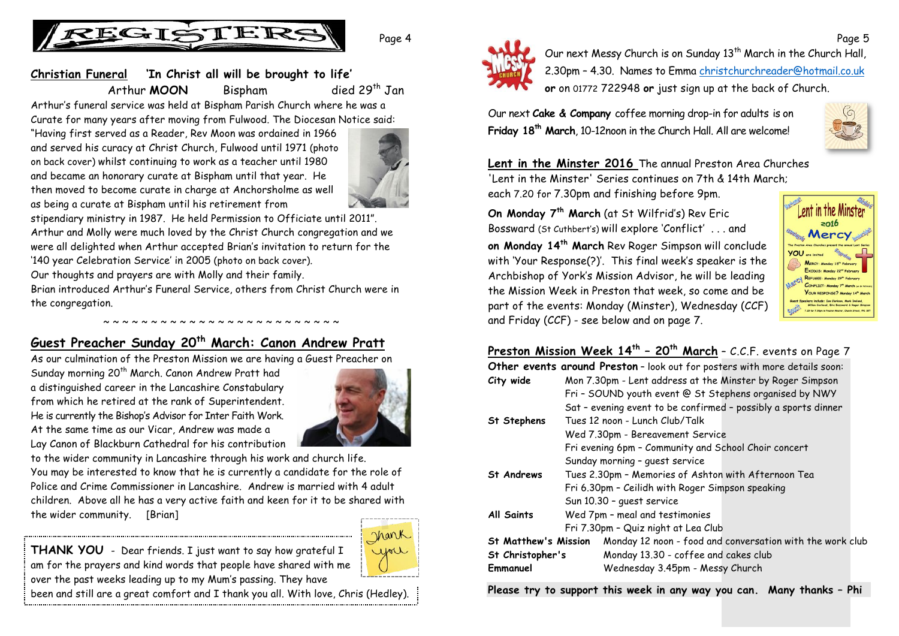# REGISTERS

## Christian Funeral 'In Christ all will be brought to life'

Arthur **MOON** Bispham died 29th Jan

Arthur's funeral service was held at Bispham Parish Church where he was a Curate for many years after moving from Fulwood. The Diocesan Notice said: "Having first served as a Reader, Rev Moon was ordained in 1966 and served his curacy at Christ Church, Fulwood until 1971 (photo on back cover) whilst continuing to work as a teacher until 1980 and became an honorary curate at Bispham until that year. He then moved to become curate in charge at Anchorsholme as well as being a curate at Bispham until his retirement from stipendiary ministry in 1987. He held Permission to Officiate until 2011". Arthur and Molly were much loved by the Christ Church congregation and we were all delighted when Arthur accepted Brian's invitation to return for the '140 year Celebration Service' in 2005 (photo on back cover). Our thoughts and prayers are with Molly and their family.

Brian introduced Arthur's Funeral Service, others from Christ Church were in the congregation.

~ ~ ~ ~ ~ ~ ~ ~ ~ ~ ~ ~ ~ ~ ~ ~ ~ ~ ~ ~ ~ ~ ~ ~ ~ ~

## Guest Preacher Sunday 20th March: Canon Andrew Pratt

As our culmination of the Preston Mission we are having a Guest Preacher on Sunday morning 20th March. Canon Andrew Pratt had a distinguished career in the Lancashire Constabulary from which he retired at the rank of Superintendent. He is currently the Bishop's Advisor for Inter Faith Work. At the same time as our Vicar, Andrew was made a Lay Canon of Blackburn Cathedral for his contribution to the wider community in Lancashire through his work and church life. You may be interested to know that he is currently a candidate for the role of Police and Crime Commissioner in Lancashire. Andrew is married with 4 adult children. Above all he has a very active faith and keen for it to be shared with the wider community. [Brian]

**THANK YOU** - Dear friends. I just want to say how grateful I am for the prayers and kind words that people have shared with me over the past weeks leading up to my Mum's passing. They have been and still are a great comfort and I thank you all. With love, Chris (Hedley).

---

Our next Messy Church is on Sunday 13th March in the Church Hall, 2.30pm – 4.30. Names to Emma christchurchreader@hotmail.co.uk **or** on 01772 722948 **or** just sign up at the back of Church.

Our next **Cake & Company** coffee morning drop-in for adults is on **Friday 18th March**, 10-12noon in the Church Hall. All are welcome!

## Lent in the Minster 2016

The annual Preston Area Churches 'Lent in the Minster' Series continues on 7th & 14th March; each 7.20 for 7.30pm and finishing before 9pm.

**On Monday 7th March** (at St Wilfrid's) Rev Eric Bossward (St Cuthbert's) will explore 'Conflict' . . . and **on Monday 14th March** Rev Roger Simpson will conclude with 'Your Response(?)'. This final week's speaker is the Archbishop of York's Mission Advisor, he will be leading the Mission Week in Preston that week, so come and be part of the events: Monday (Minster), Wednesday (CCF) and Friday (CCF) - see below and on page 7.

## Preston Mission Week 14th – 20th March – C.C.F. events on Page 7

**Other events around Preston** – look out for posters with more details soon:

| | |
|---|---|
| **City wide** | Mon 7.30pm - Lent address at the Minster by Roger Simpson |
| | Fri – SOUND youth event @ St Stephens organised by NWY |
| | Sat – evening event to be confirmed – possibly a sports dinner |
| **St Stephens** | Tues 12 noon - Lunch Club/Talk |
| | Wed 7.30pm - Bereavement Service |
| | Fri evening 6pm – Community and School Choir concert |
| | Sunday morning – guest service |
| **St Andrews** | Tues 2.30pm – Memories of Ashton with Afternoon Tea |
| | Fri 6.30pm – Ceilidh with Roger Simpson speaking |
| | Sun 10.30 – guest service |
| **All Saints** | Wed 7pm – meal and testimonies |
| | Fri 7.30pm – Quiz night at Lea Club |
| **St Matthew's Mission** | Monday 12 noon - food and conversation with the work club |
| **St Christopher's** | Monday 13.30 - coffee and cakes club |
| **Emmanuel** | Wednesday 3.45pm - Messy Church |

**Please try to support this week in any way you can. Many thanks – Phi**